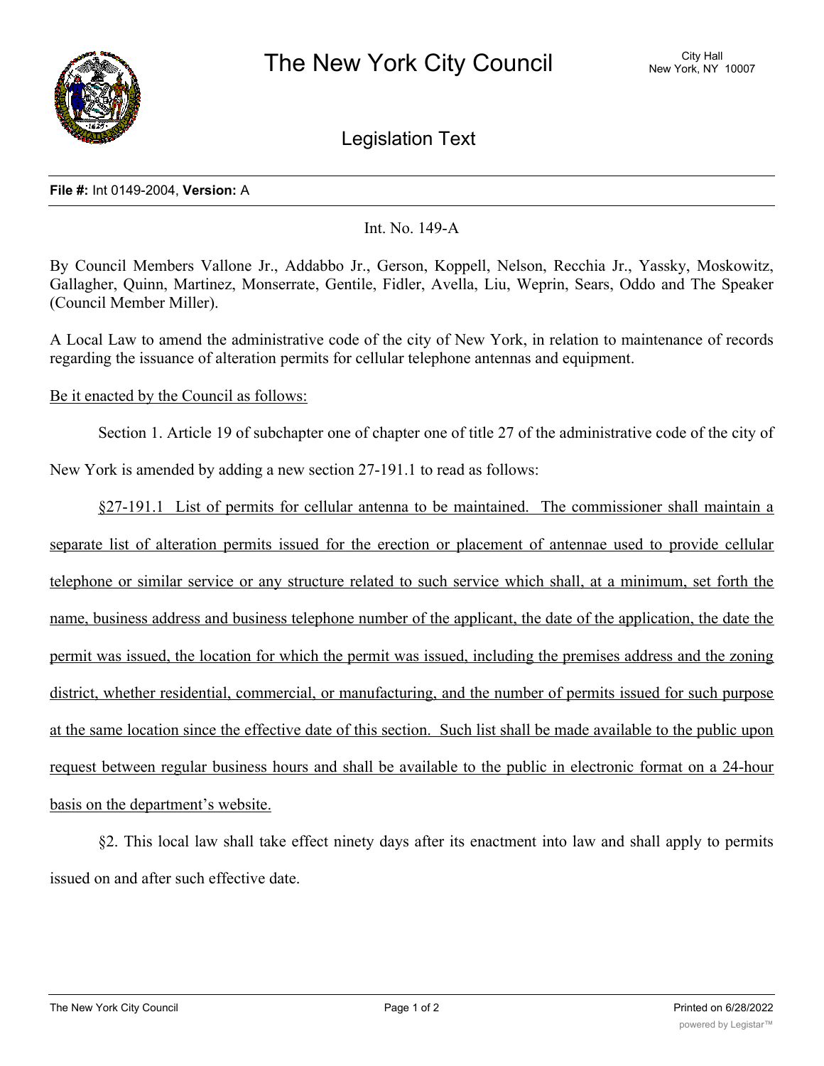# The New York City Council

City Hall
New York, NY 10007

## Legislation Text

**File #:** Int 0149-2004, **Version:** A

Int. No. 149-A

By Council Members Vallone Jr., Addabbo Jr., Gerson, Koppell, Nelson, Recchia Jr., Yassky, Moskowitz, Gallagher, Quinn, Martinez, Monserrate, Gentile, Fidler, Avella, Liu, Weprin, Sears, Oddo and The Speaker (Council Member Miller).

A Local Law to amend the administrative code of the city of New York, in relation to maintenance of records regarding the issuance of alteration permits for cellular telephone antennas and equipment.

Be it enacted by the Council as follows:

Section 1. Article 19 of subchapter one of chapter one of title 27 of the administrative code of the city of New York is amended by adding a new section 27-191.1 to read as follows:

§27-191.1 List of permits for cellular antenna to be maintained. The commissioner shall maintain a separate list of alteration permits issued for the erection or placement of antennae used to provide cellular telephone or similar service or any structure related to such service which shall, at a minimum, set forth the name, business address and business telephone number of the applicant, the date of the application, the date the permit was issued, the location for which the permit was issued, including the premises address and the zoning district, whether residential, commercial, or manufacturing, and the number of permits issued for such purpose at the same location since the effective date of this section. Such list shall be made available to the public upon request between regular business hours and shall be available to the public in electronic format on a 24-hour basis on the department's website.

§2. This local law shall take effect ninety days after its enactment into law and shall apply to permits issued on and after such effective date.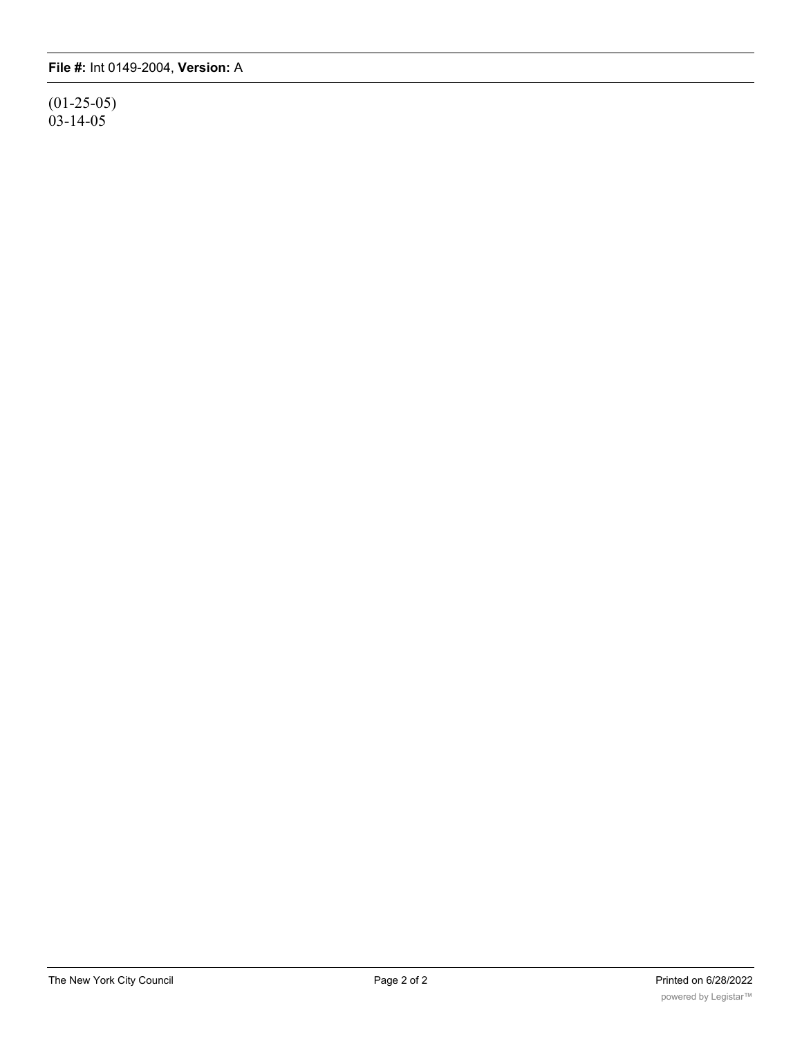(01-25-05)
03-14-05